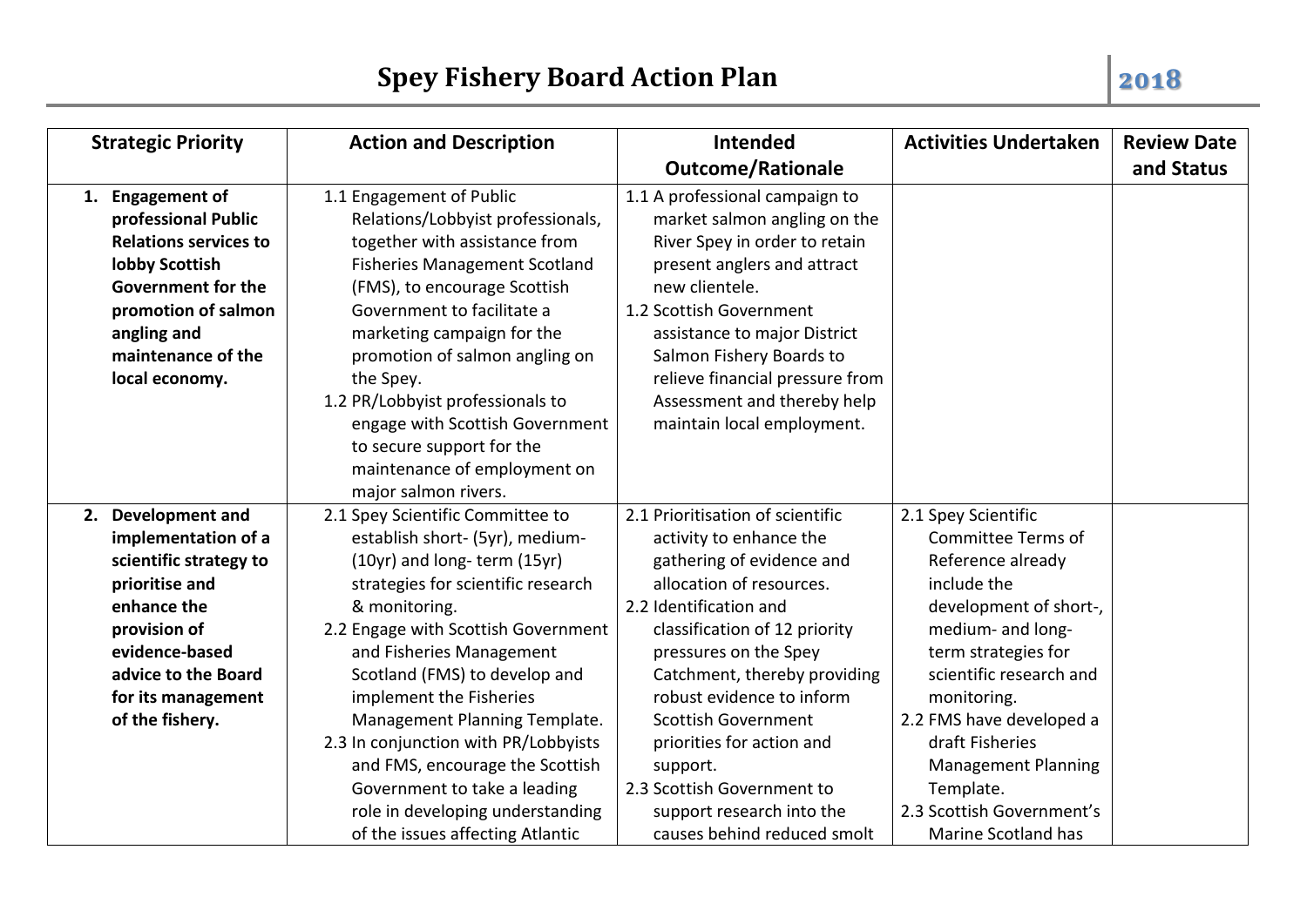# Spey Fishery Board Action Plan

**2018**

| Strategic Priority | Action and Description | Intended Outcome/Rationale | Activities Undertaken | Review Date and Status |
|---|---|---|---|---|
| **1. Engagement of professional Public Relations services to lobby Scottish Government for the promotion of salmon angling and maintenance of the local economy.** | 1.1 Engagement of Public Relations/Lobbyist professionals, together with assistance from Fisheries Management Scotland (FMS), to encourage Scottish Government to facilitate a marketing campaign for the promotion of salmon angling on the Spey.<br>1.2 PR/Lobbyist professionals to engage with Scottish Government to secure support for the maintenance of employment on major salmon rivers. | 1.1 A professional campaign to market salmon angling on the River Spey in order to retain present anglers and attract new clientele.<br>1.2 Scottish Government assistance to major District Salmon Fishery Boards to relieve financial pressure from Assessment and thereby help maintain local employment. | | |
| **2. Development and implementation of a scientific strategy to prioritise and enhance the provision of evidence-based advice to the Board for its management of the fishery.** | 2.1 Spey Scientific Committee to establish short- (5yr), medium- (10yr) and long- term (15yr) strategies for scientific research & monitoring.<br>2.2 Engage with Scottish Government and Fisheries Management Scotland (FMS) to develop and implement the Fisheries Management Planning Template.<br>2.3 In conjunction with PR/Lobbyists and FMS, encourage the Scottish Government to take a leading role in developing understanding of the issues affecting Atlantic | 2.1 Prioritisation of scientific activity to enhance the gathering of evidence and allocation of resources.<br>2.2 Identification and classification of 12 priority pressures on the Spey Catchment, thereby providing robust evidence to inform Scottish Government priorities for action and support.<br>2.3 Scottish Government to support research into the causes behind reduced smolt | 2.1 Spey Scientific Committee Terms of Reference already include the development of short-, medium- and long-term strategies for scientific research and monitoring.<br>2.2 FMS have developed a draft Fisheries Management Planning Template.<br>2.3 Scottish Government's Marine Scotland has | |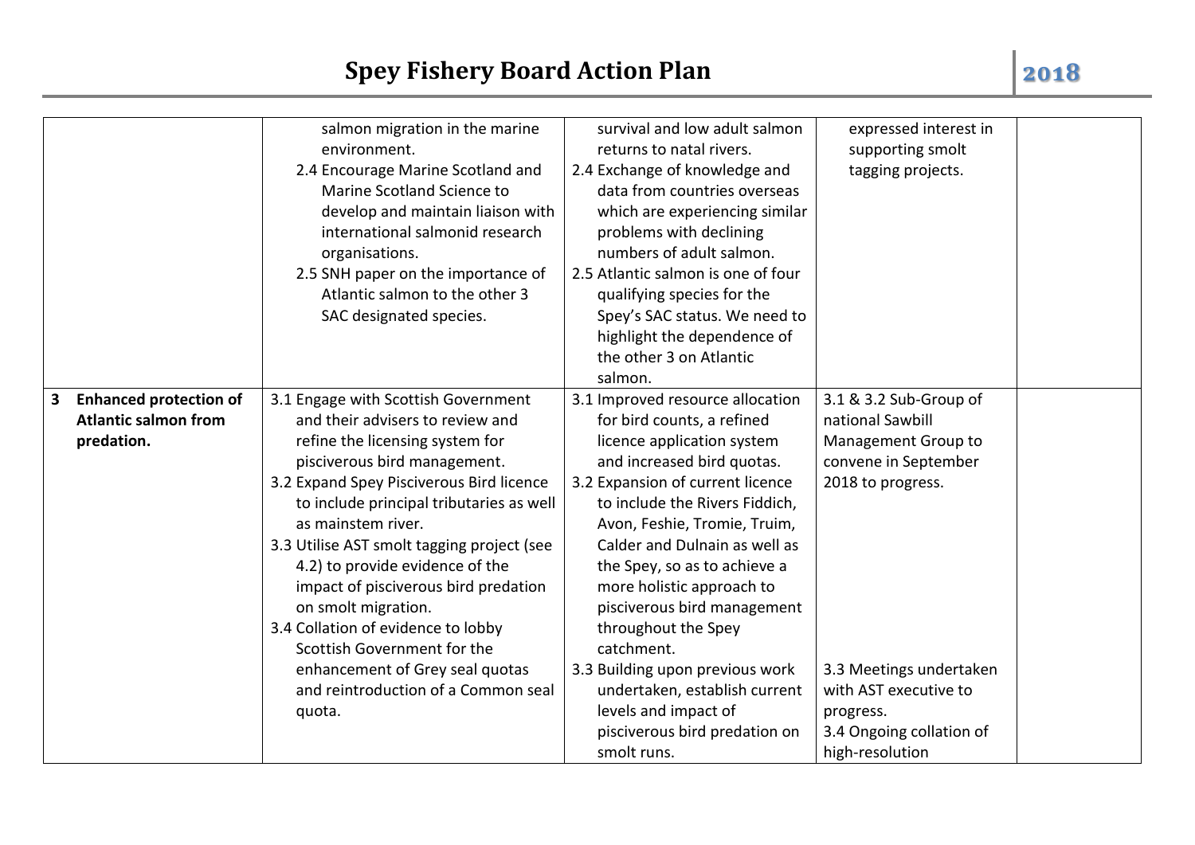| | | | | |
|---|---|---|---|---|
| | salmon migration in the marine environment.<br>2.4 Encourage Marine Scotland and Marine Scotland Science to develop and maintain liaison with international salmonid research organisations.<br>2.5 SNH paper on the importance of Atlantic salmon to the other 3 SAC designated species. | survival and low adult salmon returns to natal rivers.<br>2.4 Exchange of knowledge and data from countries overseas which are experiencing similar problems with declining numbers of adult salmon.<br>2.5 Atlantic salmon is one of four qualifying species for the Spey's SAC status. We need to highlight the dependence of the other 3 on Atlantic salmon. | expressed interest in supporting smolt tagging projects. | |
| **3 Enhanced protection of Atlantic salmon from predation.** | 3.1 Engage with Scottish Government and their advisers to review and refine the licensing system for pisciverous bird management.<br>3.2 Expand Spey Pisciverous Bird licence to include principal tributaries as well as mainstem river.<br>3.3 Utilise AST smolt tagging project (see 4.2) to provide evidence of the impact of pisciverous bird predation on smolt migration.<br>3.4 Collation of evidence to lobby Scottish Government for the enhancement of Grey seal quotas and reintroduction of a Common seal quota. | 3.1 Improved resource allocation for bird counts, a refined licence application system and increased bird quotas.<br>3.2 Expansion of current licence to include the Rivers Fiddich, Avon, Feshie, Tromie, Truim, Calder and Dulnain as well as the Spey, so as to achieve a more holistic approach to pisciverous bird management throughout the Spey catchment.<br>3.3 Building upon previous work undertaken, establish current levels and impact of pisciverous bird predation on smolt runs. | 3.1 & 3.2 Sub-Group of national Sawbill Management Group to convene in September 2018 to progress.<br>3.3 Meetings undertaken with AST executive to progress.<br>3.4 Ongoing collation of high-resolution | |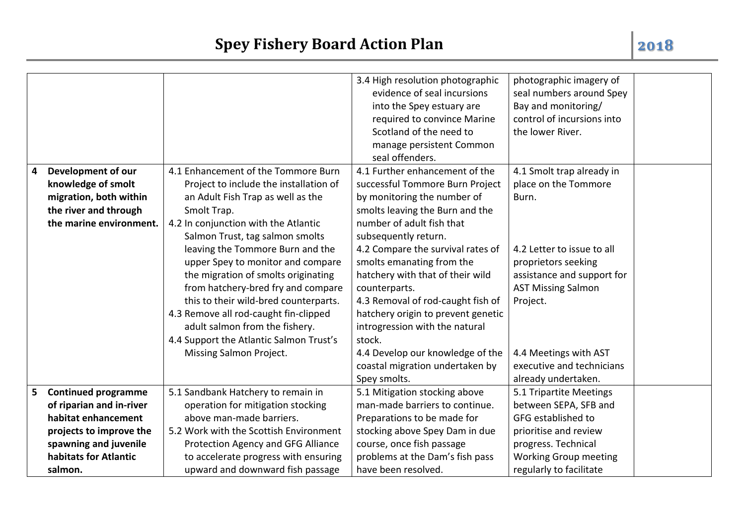| | | | | |
|---|---|---|---|---|
| | | 3.4 High resolution photographic evidence of seal incursions into the Spey estuary are required to convince Marine Scotland of the need to manage persistent Common seal offenders. | photographic imagery of seal numbers around Spey Bay and monitoring/ control of incursions into the lower River. | |
| **4 Development of our knowledge of smolt migration, both within the river and through the marine environment.** | 4.1 Enhancement of the Tommore Burn Project to include the installation of an Adult Fish Trap as well as the Smolt Trap.<br>4.2 In conjunction with the Atlantic Salmon Trust, tag salmon smolts leaving the Tommore Burn and the upper Spey to monitor and compare the migration of smolts originating from hatchery-bred fry and compare this to their wild-bred counterparts.<br>4.3 Remove all rod-caught fin-clipped adult salmon from the fishery.<br>4.4 Support the Atlantic Salmon Trust's Missing Salmon Project. | 4.1 Further enhancement of the successful Tommore Burn Project by monitoring the number of smolts leaving the Burn and the number of adult fish that subsequently return.<br>4.2 Compare the survival rates of smolts emanating from the hatchery with that of their wild counterparts.<br>4.3 Removal of rod-caught fish of hatchery origin to prevent genetic introgression with the natural stock.<br>4.4 Develop our knowledge of the coastal migration undertaken by Spey smolts. | 4.1 Smolt trap already in place on the Tommore Burn.<br><br>4.2 Letter to issue to all proprietors seeking assistance and support for AST Missing Salmon Project.<br><br>4.4 Meetings with AST executive and technicians already undertaken. | |
| **5 Continued programme of riparian and in-river habitat enhancement projects to improve the spawning and juvenile habitats for Atlantic salmon.** | 5.1 Sandbank Hatchery to remain in operation for mitigation stocking above man-made barriers.<br>5.2 Work with the Scottish Environment Protection Agency and GFG Alliance to accelerate progress with ensuring upward and downward fish passage | 5.1 Mitigation stocking above man-made barriers to continue. Preparations to be made for stocking above Spey Dam in due course, once fish passage problems at the Dam's fish pass have been resolved. | 5.1 Tripartite Meetings between SEPA, SFB and GFG established to prioritise and review progress. Technical Working Group meeting regularly to facilitate | |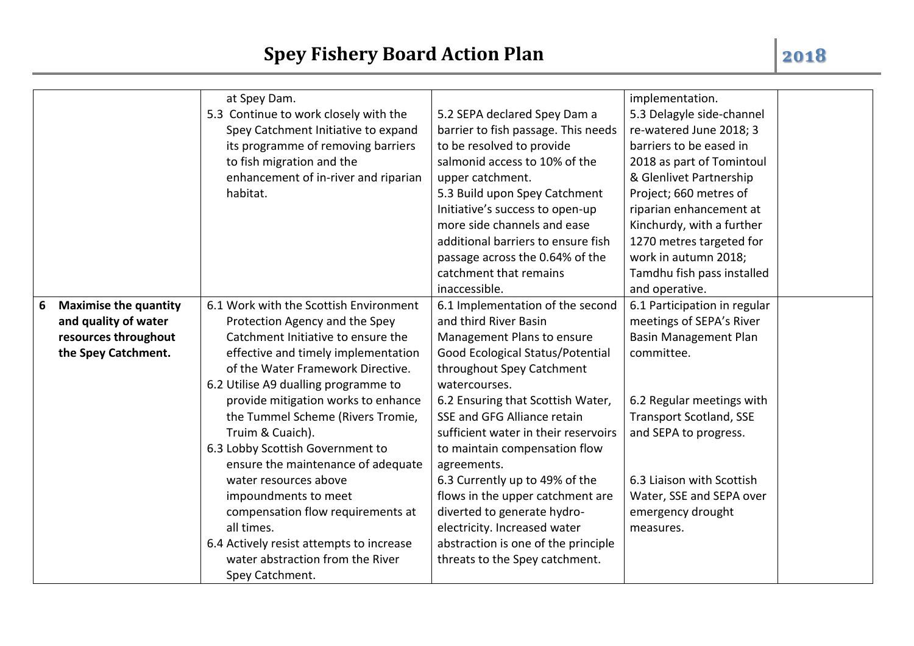| | | | | |
|---|---|---|---|---|
| | at Spey Dam.<br>5.3 Continue to work closely with the Spey Catchment Initiative to expand its programme of removing barriers to fish migration and the enhancement of in-river and riparian habitat. | 5.2 SEPA declared Spey Dam a barrier to fish passage. This needs to be resolved to provide salmonid access to 10% of the upper catchment.<br>5.3 Build upon Spey Catchment Initiative's success to open-up more side channels and ease additional barriers to ensure fish passage across the 0.64% of the catchment that remains inaccessible. | implementation.<br>5.3 Delagyle side-channel re-watered June 2018; 3 barriers to be eased in 2018 as part of Tomintoul & Glenlivet Partnership Project; 660 metres of riparian enhancement at Kinchurdy, with a further 1270 metres targeted for work in autumn 2018; Tamdhu fish pass installed and operative. | |
| **6 Maximise the quantity and quality of water resources throughout the Spey Catchment.** | 6.1 Work with the Scottish Environment Protection Agency and the Spey Catchment Initiative to ensure the effective and timely implementation of the Water Framework Directive.<br>6.2 Utilise A9 dualling programme to provide mitigation works to enhance the Tummel Scheme (Rivers Tromie, Truim & Cuaich).<br>6.3 Lobby Scottish Government to ensure the maintenance of adequate water resources above impoundments to meet compensation flow requirements at all times.<br>6.4 Actively resist attempts to increase water abstraction from the River Spey Catchment. | 6.1 Implementation of the second and third River Basin Management Plans to ensure Good Ecological Status/Potential throughout Spey Catchment watercourses.<br>6.2 Ensuring that Scottish Water, SSE and GFG Alliance retain sufficient water in their reservoirs to maintain compensation flow agreements.<br>6.3 Currently up to 49% of the flows in the upper catchment are diverted to generate hydro-electricity. Increased water abstraction is one of the principle threats to the Spey catchment. | 6.1 Participation in regular meetings of SEPA's River Basin Management Plan committee.<br>6.2 Regular meetings with Transport Scotland, SSE and SEPA to progress.<br>6.3 Liaison with Scottish Water, SSE and SEPA over emergency drought measures. | |